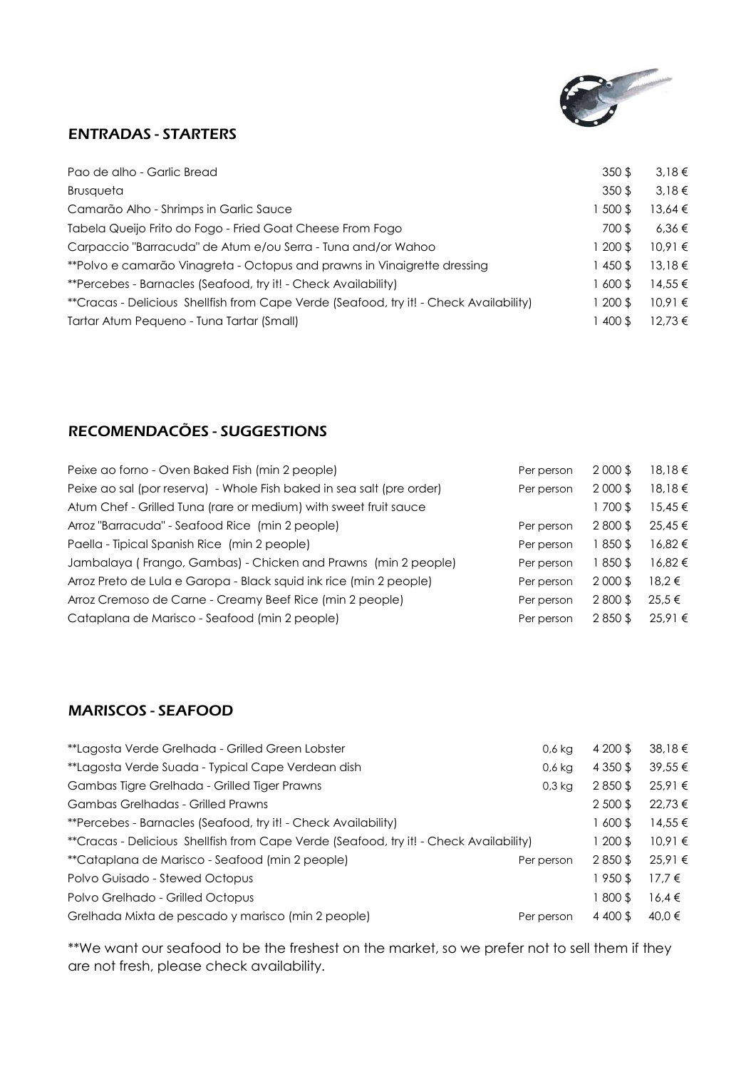## ENTRADAS - STARTERS

| | | |
|---|---|---|
| Pao de alho - Garlic Bread | 350 $ | 3,18 € |
| Brusqueta | 350 $ | 3,18 € |
| Camarão Alho - Shrimps in Garlic Sauce | 1 500 $ | 13,64 € |
| Tabela Queijo Frito do Fogo - Fried Goat Cheese From Fogo | 700 $ | 6,36 € |
| Carpaccio "Barracuda" de Atum e/ou Serra - Tuna and/or Wahoo | 1 200 $ | 10,91 € |
| **Polvo e camarão Vinagreta - Octopus and prawns in Vinaigrette dressing | 1 450 $ | 13,18 € |
| **Percebes - Barnacles (Seafood, try it! - Check Availability) | 1 600 $ | 14,55 € |
| **Cracas - Delicious Shellfish from Cape Verde (Seafood, try it! - Check Availability) | 1 200 $ | 10,91 € |
| Tartar Atum Pequeno - Tuna Tartar (Small) | 1 400 $ | 12,73 € |

## RECOMENDACÕES - SUGGESTIONS

| | | | |
|---|---|---|---|
| Peixe ao forno - Oven Baked Fish (min 2 people) | Per person | 2 000 $ | 18,18 € |
| Peixe ao sal (por reserva) - Whole Fish baked in sea salt (pre order) | Per person | 2 000 $ | 18,18 € |
| Atum Chef - Grilled Tuna (rare or medium) with sweet fruit sauce | | 1 700 $ | 15,45 € |
| Arroz "Barracuda" - Seafood Rice (min 2 people) | Per person | 2 800 $ | 25,45 € |
| Paella - Tipical Spanish Rice (min 2 people) | Per person | 1 850 $ | 16,82 € |
| Jambalaya ( Frango, Gambas) - Chicken and Prawns (min 2 people) | Per person | 1 850 $ | 16,82 € |
| Arroz Preto de Lula e Garopa - Black squid ink rice (min 2 people) | Per person | 2 000 $ | 18,2 € |
| Arroz Cremoso de Carne - Creamy Beef Rice (min 2 people) | Per person | 2 800 $ | 25,5 € |
| Cataplana de Marisco - Seafood (min 2 people) | Per person | 2 850 $ | 25,91 € |

## MARISCOS - SEAFOOD

| | | | |
|---|---|---|---|
| **Lagosta Verde Grelhada - Grilled Green Lobster | 0,6 kg | 4 200 $ | 38,18 € |
| **Lagosta Verde Suada - Typical Cape Verdean dish | 0,6 kg | 4 350 $ | 39,55 € |
| Gambas Tigre Grelhada - Grilled Tiger Prawns | 0,3 kg | 2 850 $ | 25,91 € |
| Gambas Grelhadas - Grilled Prawns | | 2 500 $ | 22,73 € |
| **Percebes - Barnacles (Seafood, try it! - Check Availability) | | 1 600 $ | 14,55 € |
| **Cracas - Delicious Shellfish from Cape Verde (Seafood, try it! - Check Availability) | | 1 200 $ | 10,91 € |
| **Cataplana de Marisco - Seafood (min 2 people) | Per person | 2 850 $ | 25,91 € |
| Polvo Guisado - Stewed Octopus | | 1 950 $ | 17,7 € |
| Polvo Grelhado - Grilled Octopus | | 1 800 $ | 16,4 € |
| Grelhada Mixta de pescado y marisco (min 2 people) | Per person | 4 400 $ | 40,0 € |

**We want our seafood to be the freshest on the market, so we prefer not to sell them if they are not fresh, please check availability.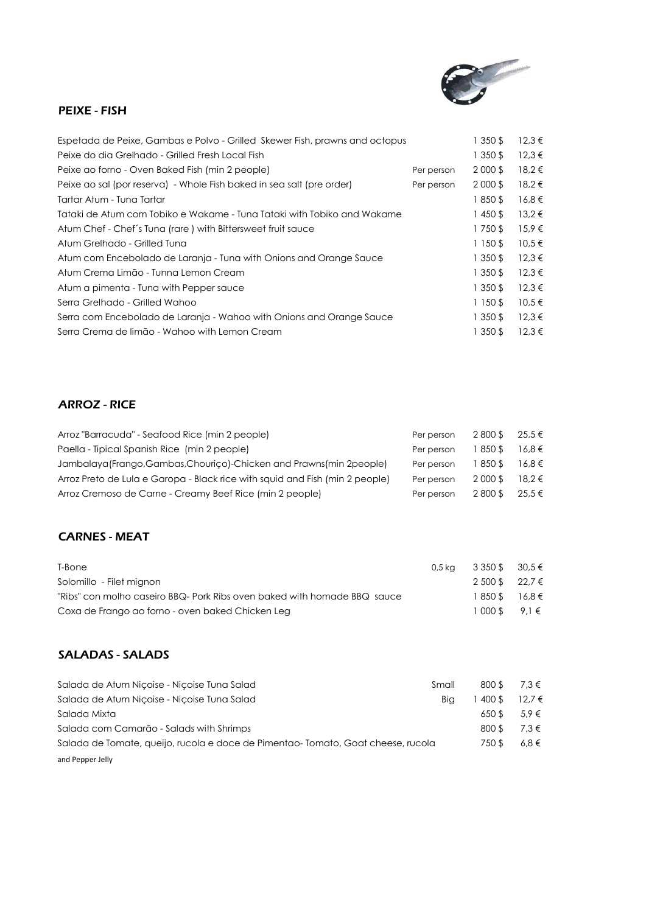## PEIXE - FISH

| | | | |
|---|---|---|---|
| Espetada de Peixe, Gambas e Polvo - Grilled Skewer Fish, prawns and octopus | | 1 350 $ | 12,3 € |
| Peixe do dia Grelhado - Grilled Fresh Local Fish | | 1 350 $ | 12,3 € |
| Peixe ao forno - Oven Baked Fish (min 2 people) | Per person | 2 000 $ | 18,2 € |
| Peixe ao sal (por reserva) - Whole Fish baked in sea salt (pre order) | Per person | 2 000 $ | 18,2 € |
| Tartar Atum - Tuna Tartar | | 1 850 $ | 16,8 € |
| Tataki de Atum com Tobiko e Wakame - Tuna Tataki with Tobiko and Wakame | | 1 450 $ | 13,2 € |
| Atum Chef - Chef´s Tuna (rare ) with Bittersweet fruit sauce | | 1 750 $ | 15,9 € |
| Atum Grelhado - Grilled Tuna | | 1 150 $ | 10,5 € |
| Atum com Encebolado de Laranja - Tuna with Onions and Orange Sauce | | 1 350 $ | 12,3 € |
| Atum Crema Limão - Tunna Lemon Cream | | 1 350 $ | 12,3 € |
| Atum a pimenta - Tuna with Pepper sauce | | 1 350 $ | 12,3 € |
| Serra Grelhado - Grilled Wahoo | | 1 150 $ | 10,5 € |
| Serra com Encebolado de Laranja - Wahoo with Onions and Orange Sauce | | 1 350 $ | 12,3 € |
| Serra Crema de limão - Wahoo with Lemon Cream | | 1 350 $ | 12,3 € |

## ARROZ - RICE

| | | | |
|---|---|---|---|
| Arroz "Barracuda" - Seafood Rice (min 2 people) | Per person | 2 800 $ | 25,5 € |
| Paella - Tipical Spanish Rice (min 2 people) | Per person | 1 850 $ | 16,8 € |
| Jambalaya(Frango,Gambas,Chouriço)-Chicken and Prawns(min 2people) | Per person | 1 850 $ | 16,8 € |
| Arroz Preto de Lula e Garopa - Black rice with squid and Fish (min 2 people) | Per person | 2 000 $ | 18,2 € |
| Arroz Cremoso de Carne - Creamy Beef Rice (min 2 people) | Per person | 2 800 $ | 25,5 € |

## CARNES - MEAT

| | | | |
|---|---|---|---|
| T-Bone | 0,5 kg | 3 350 $ | 30,5 € |
| Solomillo - Filet mignon | | 2 500 $ | 22,7 € |
| "Ribs" con molho caseiro BBQ- Pork Ribs oven baked with homade BBQ sauce | | 1 850 $ | 16,8 € |
| Coxa de Frango ao forno - oven baked Chicken Leg | | 1 000 $ | 9,1 € |

## SALADAS - SALADS

| | | | |
|---|---|---|---|
| Salada de Atum Niçoise - Niçoise Tuna Salad | Small | 800 $ | 7,3 € |
| Salada de Atum Niçoise - Niçoise Tuna Salad | Big | 1 400 $ | 12,7 € |
| Salada Mixta | | 650 $ | 5,9 € |
| Salada com Camarão - Salads with Shrimps | | 800 $ | 7,3 € |
| Salada de Tomate, queijo, rucola e doce de Pimentao- Tomato, Goat cheese, rucola and Pepper Jelly | | 750 $ | 6,8 € |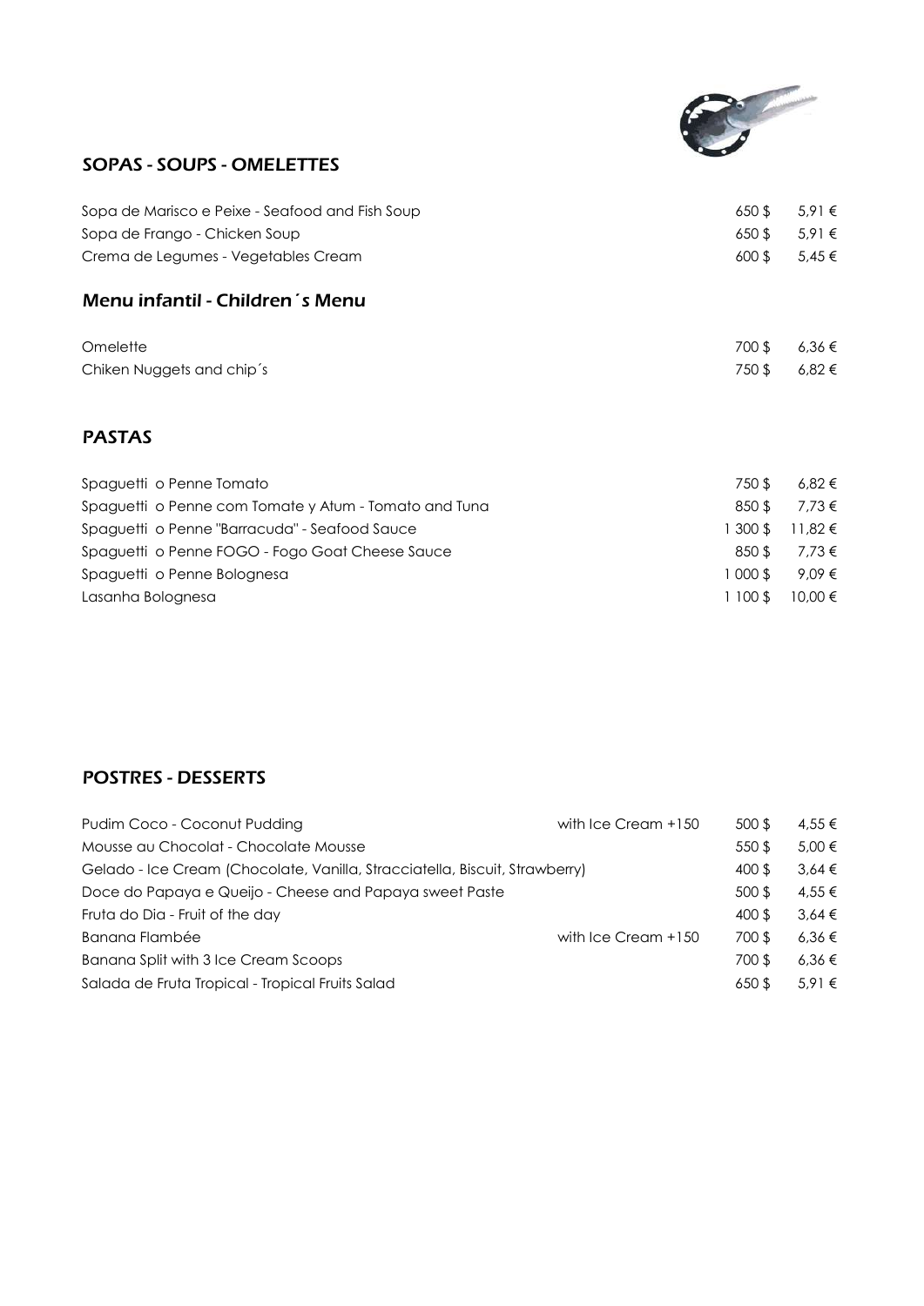## SOPAS - SOUPS - OMELETTES

| | | |
|---|---|---|
| Sopa de Marisco e Peixe - Seafood and Fish Soup | 650 $ | 5,91 € |
| Sopa de Frango - Chicken Soup | 650 $ | 5,91 € |
| Crema de Legumes - Vegetables Cream | 600 $ | 5,45 € |

## Menu infantil - Children´s Menu

| | | |
|---|---|---|
| Omelette | 700 $ | 6,36 € |
| Chiken Nuggets and chip´s | 750 $ | 6,82 € |

## PASTAS

| | | |
|---|---|---|
| Spaguetti o Penne Tomato | 750 $ | 6,82 € |
| Spaguetti o Penne com Tomate y Atum - Tomato and Tuna | 850 $ | 7,73 € |
| Spaguetti o Penne "Barracuda" - Seafood Sauce | 1 300 $ | 11,82 € |
| Spaguetti o Penne FOGO - Fogo Goat Cheese Sauce | 850 $ | 7,73 € |
| Spaguetti o Penne Bolognesa | 1 000 $ | 9,09 € |
| Lasanha Bolognesa | 1 100 $ | 10,00 € |

## POSTRES - DESSERTS

| | | | |
|---|---|---|---|
| Pudim Coco - Coconut Pudding | with Ice Cream +150 | 500 $ | 4,55 € |
| Mousse au Chocolat - Chocolate Mousse | | 550 $ | 5,00 € |
| Gelado - Ice Cream (Chocolate, Vanilla, Stracciatella, Biscuit, Strawberry) | | 400 $ | 3,64 € |
| Doce do Papaya e Queijo - Cheese and Papaya sweet Paste | | 500 $ | 4,55 € |
| Fruta do Dia - Fruit of the day | | 400 $ | 3,64 € |
| Banana Flambée | with Ice Cream +150 | 700 $ | 6,36 € |
| Banana Split with 3 Ice Cream Scoops | | 700 $ | 6,36 € |
| Salada de Fruta Tropical - Tropical Fruits Salad | | 650 $ | 5,91 € |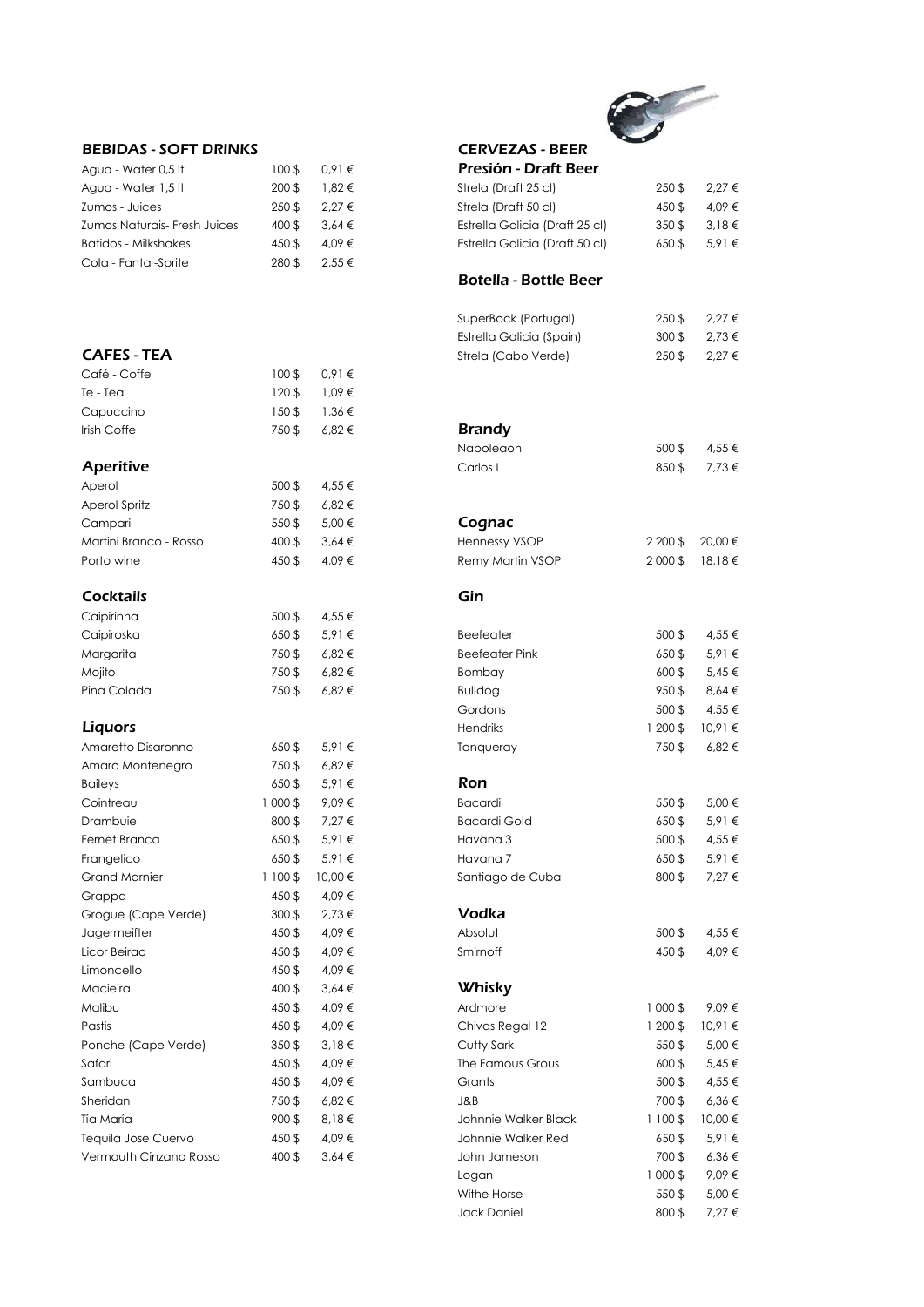## BEBIDAS - SOFT DRINKS

| | | |
|---|---|---|
| Agua - Water 0,5 lt | 100 $ | 0,91 € |
| Agua - Water 1,5 lt | 200 $ | 1,82 € |
| Zumos - Juices | 250 $ | 2,27 € |
| Zumos Naturais- Fresh Juices | 400 $ | 3,64 € |
| Batidos - Milkshakes | 450 $ | 4,09 € |
| Cola - Fanta -Sprite | 280 $ | 2,55 € |

## CAFES - TEA

| | | |
|---|---|---|
| Café - Coffe | 100 $ | 0,91 € |
| Te - Tea | 120 $ | 1,09 € |
| Capuccino | 150 $ | 1,36 € |
| Irish Coffe | 750 $ | 6,82 € |

## Aperitive

| | | |
|---|---|---|
| Aperol | 500 $ | 4,55 € |
| Aperol Spritz | 750 $ | 6,82 € |
| Campari | 550 $ | 5,00 € |
| Martini Branco - Rosso | 400 $ | 3,64 € |
| Porto wine | 450 $ | 4,09 € |

## Cocktails

| | | |
|---|---|---|
| Caipirinha | 500 $ | 4,55 € |
| Caipiroska | 650 $ | 5,91 € |
| Margarita | 750 $ | 6,82 € |
| Mojito | 750 $ | 6,82 € |
| Pina Colada | 750 $ | 6,82 € |

## Liquors

| | | |
|---|---|---|
| Amaretto Disaronno | 650 $ | 5,91 € |
| Amaro Montenegro | 750 $ | 6,82 € |
| Baileys | 650 $ | 5,91 € |
| Cointreau | 1 000 $ | 9,09 € |
| Drambuie | 800 $ | 7,27 € |
| Fernet Branca | 650 $ | 5,91 € |
| Frangelico | 650 $ | 5,91 € |
| Grand Marnier | 1 100 $ | 10,00 € |
| Grappa | 450 $ | 4,09 € |
| Grogue (Cape Verde) | 300 $ | 2,73 € |
| Jagermeifter | 450 $ | 4,09 € |
| Licor Beirao | 450 $ | 4,09 € |
| Limoncello | 450 $ | 4,09 € |
| Macieira | 400 $ | 3,64 € |
| Malibu | 450 $ | 4,09 € |
| Pastis | 450 $ | 4,09 € |
| Ponche (Cape Verde) | 350 $ | 3,18 € |
| Safari | 450 $ | 4,09 € |
| Sambuca | 450 $ | 4,09 € |
| Sheridan | 750 $ | 6,82 € |
| Tía María | 900 $ | 8,18 € |
| Tequila Jose Cuervo | 450 $ | 4,09 € |
| Vermouth Cinzano Rosso | 400 $ | 3,64 € |

## CERVEZAS - BEER

### Presión - Draft Beer

| | | |
|---|---|---|
| Strela (Draft 25 cl) | 250 $ | 2,27 € |
| Strela (Draft 50 cl) | 450 $ | 4,09 € |
| Estrella Galicia (Draft 25 cl) | 350 $ | 3,18 € |
| Estrella Galicia (Draft 50 cl) | 650 $ | 5,91 € |

### Botella - Bottle Beer

| | | |
|---|---|---|
| SuperBock (Portugal) | 250 $ | 2,27 € |
| Estrella Galicia (Spain) | 300 $ | 2,73 € |
| Strela (Cabo Verde) | 250 $ | 2,27 € |

## Brandy

| | | |
|---|---|---|
| Napoleaon | 500 $ | 4,55 € |
| Carlos I | 850 $ | 7,73 € |

## Cognac

| | | |
|---|---|---|
| Hennessy VSOP | 2 200 $ | 20,00 € |
| Remy Martin VSOP | 2 000 $ | 18,18 € |

## Gin

| | | |
|---|---|---|
| Beefeater | 500 $ | 4,55 € |
| Beefeater Pink | 650 $ | 5,91 € |
| Bombay | 600 $ | 5,45 € |
| Bulldog | 950 $ | 8,64 € |
| Gordons | 500 $ | 4,55 € |
| Hendriks | 1 200 $ | 10,91 € |
| Tanqueray | 750 $ | 6,82 € |

## Ron

| | | |
|---|---|---|
| Bacardi | 550 $ | 5,00 € |
| Bacardi Gold | 650 $ | 5,91 € |
| Havana 3 | 500 $ | 4,55 € |
| Havana 7 | 650 $ | 5,91 € |
| Santiago de Cuba | 800 $ | 7,27 € |

## Vodka

| | | |
|---|---|---|
| Absolut | 500 $ | 4,55 € |
| Smirnoff | 450 $ | 4,09 € |

## Whisky

| | | |
|---|---|---|
| Ardmore | 1 000 $ | 9,09 € |
| Chivas Regal 12 | 1 200 $ | 10,91 € |
| Cutty Sark | 550 $ | 5,00 € |
| The Famous Grous | 600 $ | 5,45 € |
| Grants | 500 $ | 4,55 € |
| J&B | 700 $ | 6,36 € |
| Johnnie Walker Black | 1 100 $ | 10,00 € |
| Johnnie Walker Red | 650 $ | 5,91 € |
| John Jameson | 700 $ | 6,36 € |
| Logan | 1 000 $ | 9,09 € |
| Withe Horse | 550 $ | 5,00 € |
| Jack Daniel | 800 $ | 7,27 € |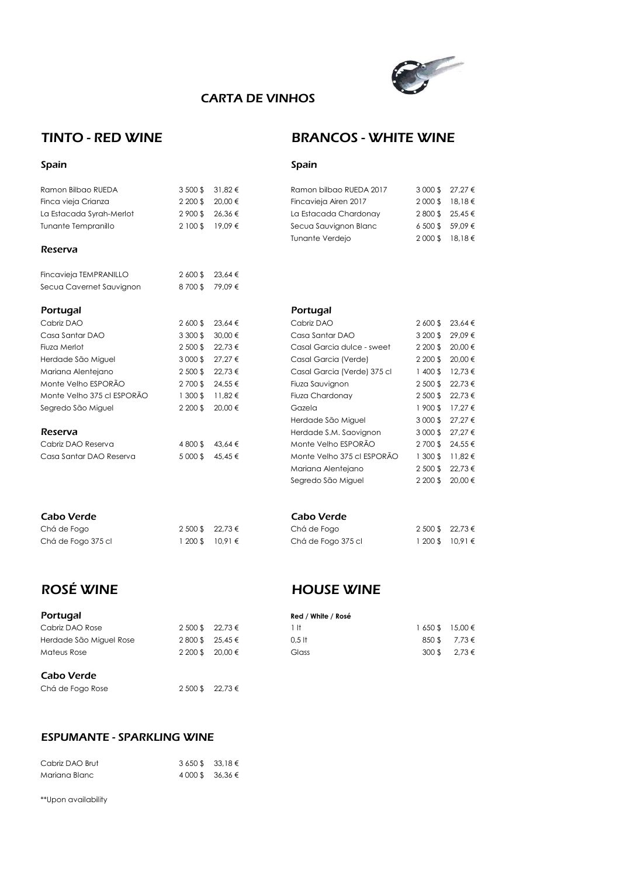# CARTA DE VINHOS

## TINTO - RED WINE

### Spain

| | | |
|---|---|---|
| Ramon Bilbao RUEDA | 3 500 $ | 31,82 € |
| Finca vieja Crianza | 2 200 $ | 20,00 € |
| La Estacada Syrah-Merlot | 2 900 $ | 26,36 € |
| Tunante Tempranillo | 2 100 $ | 19,09 € |

### Reserva

| | | |
|---|---|---|
| Fincavieja TEMPRANILLO | 2 600 $ | 23,64 € |
| Secua Cavernet Sauvignon | 8 700 $ | 79,09 € |

### Portugal

| | | |
|---|---|---|
| Cabriz DAO | 2 600 $ | 23,64 € |
| Casa Santar DAO | 3 300 $ | 30,00 € |
| Fiuza Merlot | 2 500 $ | 22,73 € |
| Herdade São Miguel | 3 000 $ | 27,27 € |
| Mariana Alentejano | 2 500 $ | 22,73 € |
| Monte Velho ESPORÃO | 2 700 $ | 24,55 € |
| Monte Velho 375 cl ESPORÃO | 1 300 $ | 11,82 € |
| Segredo São Miguel | 2 200 $ | 20,00 € |

### Reserva

| | | |
|---|---|---|
| Cabriz DAO Reserva | 4 800 $ | 43,64 € |
| Casa Santar DAO Reserva | 5 000 $ | 45,45 € |

### Cabo Verde

| | | |
|---|---|---|
| Chá de Fogo | 2 500 $ | 22,73 € |
| Chá de Fogo 375 cl | 1 200 $ | 10,91 € |

## BRANCOS - WHITE WINE

### Spain

| | | |
|---|---|---|
| Ramon bilbao RUEDA 2017 | 3 000 $ | 27,27 € |
| Fincavieja Airen 2017 | 2 000 $ | 18,18 € |
| La Estacada Chardonay | 2 800 $ | 25,45 € |
| Secua Sauvignon Blanc | 6 500 $ | 59,09 € |
| Tunante Verdejo | 2 000 $ | 18,18 € |

### Portugal

| | | |
|---|---|---|
| Cabriz DAO | 2 600 $ | 23,64 € |
| Casa Santar DAO | 3 200 $ | 29,09 € |
| Casal Garcia dulce - sweet | 2 200 $ | 20,00 € |
| Casal Garcia (Verde) | 2 200 $ | 20,00 € |
| Casal Garcia (Verde) 375 cl | 1 400 $ | 12,73 € |
| Fiuza Sauvignon | 2 500 $ | 22,73 € |
| Fiuza Chardonay | 2 500 $ | 22,73 € |
| Gazela | 1 900 $ | 17,27 € |
| Herdade São Miguel | 3 000 $ | 27,27 € |
| Herdade S.M. Saovignon | 3 000 $ | 27,27 € |
| Monte Velho ESPORÃO | 2 700 $ | 24,55 € |
| Monte Velho 375 cl ESPORÃO | 1 300 $ | 11,82 € |
| Mariana Alentejano | 2 500 $ | 22,73 € |
| Segredo São Miguel | 2 200 $ | 20,00 € |

### Cabo Verde

| | | |
|---|---|---|
| Chá de Fogo | 2 500 $ | 22,73 € |
| Chá de Fogo 375 cl | 1 200 $ | 10,91 € |

## ROSÉ WINE

### Portugal

| | | |
|---|---|---|
| Cabriz DAO Rose | 2 500 $ | 22,73 € |
| Herdade São Miguel Rose | 2 800 $ | 25,45 € |
| Mateus Rose | 2 200 $ | 20,00 € |

### Cabo Verde

| | | |
|---|---|---|
| Chá de Fogo Rose | 2 500 $ | 22,73 € |

## HOUSE WINE

**Red / White / Rosé**

| | | |
|---|---|---|
| 1 lt | 1 650 $ | 15,00 € |
| 0,5 lt | 850 $ | 7,73 € |
| Glass | 300 $ | 2,73 € |

## ESPUMANTE - SPARKLING WINE

| | | |
|---|---|---|
| Cabriz DAO Brut | 3 650 $ | 33,18 € |
| Mariana Blanc | 4 000 $ | 36,36 € |

**Upon availability